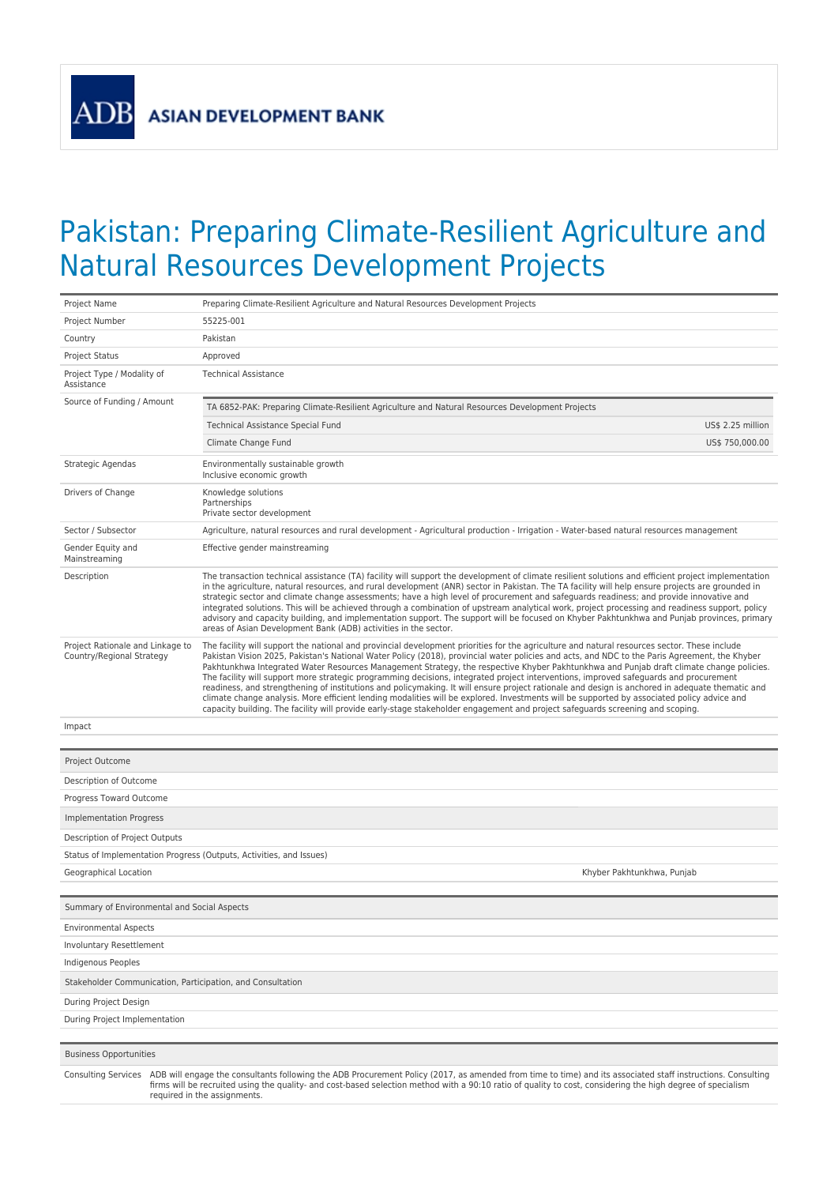ASIAN DEVELOPMENT BANK

# Pakistan: Preparing Climate-Resilient Agriculture and Natural Resources Development Projects

| | |
|---|---|
| Project Name | Preparing Climate-Resilient Agriculture and Natural Resources Development Projects |
| Project Number | 55225-001 |
| Country | Pakistan |
| Project Status | Approved |
| Project Type / Modality of Assistance | Technical Assistance |
| Source of Funding / Amount | TA 6852-PAK: Preparing Climate-Resilient Agriculture and Natural Resources Development Projects<br>Technical Assistance Special Fund — US$ 2.25 million<br>Climate Change Fund — US$ 750,000.00 |
| Strategic Agendas | Environmentally sustainable growth<br>Inclusive economic growth |
| Drivers of Change | Knowledge solutions<br>Partnerships<br>Private sector development |
| Sector / Subsector | Agriculture, natural resources and rural development - Agricultural production - Irrigation - Water-based natural resources management |
| Gender Equity and Mainstreaming | Effective gender mainstreaming |
| Description | The transaction technical assistance (TA) facility will support the development of climate resilient solutions and efficient project implementation in the agriculture, natural resources, and rural development (ANR) sector in Pakistan. The TA facility will help ensure projects are grounded in strategic sector and climate change assessments; have a high level of procurement and safeguards readiness; and provide innovative and integrated solutions. This will be achieved through a combination of upstream analytical work, project processing and readiness support, policy advisory and capacity building, and implementation support. The support will be focused on Khyber Pakhtunkhwa and Punjab provinces, primary areas of Asian Development Bank (ADB) activities in the sector. |
| Project Rationale and Linkage to Country/Regional Strategy | The facility will support the national and provincial development priorities for the agriculture and natural resources sector. These include Pakistan Vision 2025, Pakistan's National Water Policy (2018), provincial water policies and acts, and NDC to the Paris Agreement, the Khyber Pakhtunkhwa Integrated Water Resources Management Strategy, the respective Khyber Pakhtunkhwa and Punjab draft climate change policies. The facility will support more strategic programming decisions, integrated project interventions, improved safeguards and procurement readiness, and strengthening of institutions and policymaking. It will ensure project rationale and design is anchored in adequate thematic and climate change analysis. More efficient lending modalities will be explored. Investments will be supported by associated policy advice and capacity building. The facility will provide early-stage stakeholder engagement and project safeguards screening and scoping. |
| Impact | |

| Project Outcome | |
|---|---|
| Description of Outcome | |
| Progress Toward Outcome | |
| **Implementation Progress** | |
| Description of Project Outputs | |
| Status of Implementation Progress (Outputs, Activities, and Issues) | |
| Geographical Location | Khyber Pakhtunkhwa, Punjab |

| Summary of Environmental and Social Aspects |
|---|
| Environmental Aspects |
| Involuntary Resettlement |
| Indigenous Peoples |
| **Stakeholder Communication, Participation, and Consultation** |
| During Project Design |
| During Project Implementation |

| Business Opportunities | |
|---|---|
| Consulting Services | ADB will engage the consultants following the ADB Procurement Policy (2017, as amended from time to time) and its associated staff instructions. Consulting firms will be recruited using the quality- and cost-based selection method with a 90:10 ratio of quality to cost, considering the high degree of specialism required in the assignments. |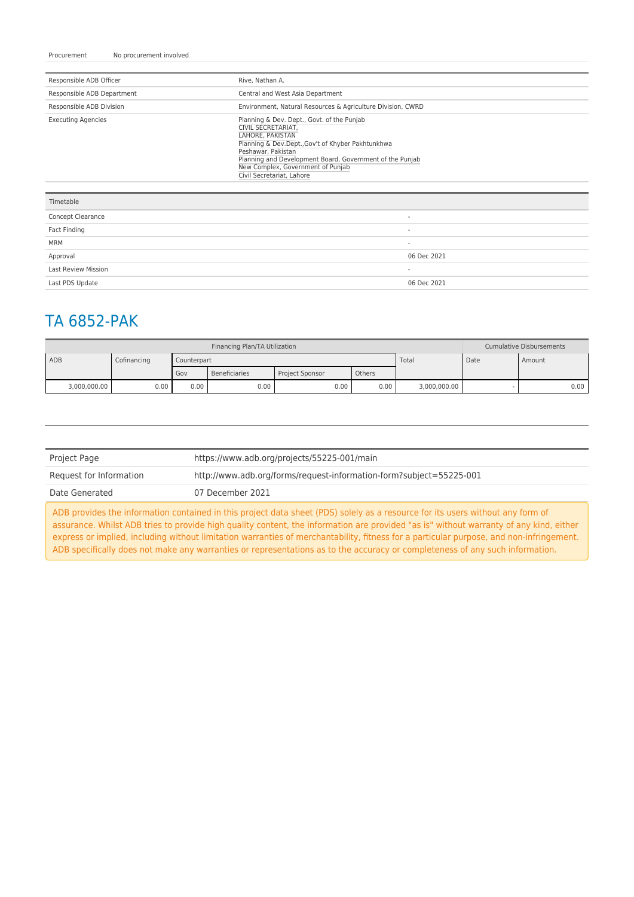| | |
|---|---|
| Procurement | No procurement involved |

| | |
|---|---|
| Responsible ADB Officer | Rive, Nathan A. |
| Responsible ADB Department | Central and West Asia Department |
| Responsible ADB Division | Environment, Natural Resources & Agriculture Division, CWRD |
| Executing Agencies | Planning & Dev. Dept., Govt. of the Punjab<br>CIVIL SECRETARIAT,<br>LAHORE, PAKISTAN<br>Planning & Dev.Dept.,Gov't of Khyber Pakhtunkhwa<br>Peshawar, Pakistan<br>Planning and Development Board, Government of the Punjab<br>New Complex, Government of Punjab<br>Civil Secretariat, Lahore |

| Timetable | |
|---|---|
| Concept Clearance | - |
| Fact Finding | - |
| MRM | - |
| Approval | 06 Dec 2021 |
| Last Review Mission | - |
| Last PDS Update | 06 Dec 2021 |

## TA 6852-PAK

| Financing Plan/TA Utilization | | | | | | | Cumulative Disbursements | |
|---|---|---|---|---|---|---|---|---|
| ADB | Cofinancing | Counterpart | | | | Total | Date | Amount |
| | | Gov | Beneficiaries | Project Sponsor | Others | | | |
| 3,000,000.00 | 0.00 | 0.00 | 0.00 | 0.00 | 0.00 | 3,000,000.00 | - | 0.00 |

| | |
|---|---|
| Project Page | https://www.adb.org/projects/55225-001/main |
| Request for Information | http://www.adb.org/forms/request-information-form?subject=55225-001 |
| Date Generated | 07 December 2021 |

ADB provides the information contained in this project data sheet (PDS) solely as a resource for its users without any form of assurance. Whilst ADB tries to provide high quality content, the information are provided "as is" without warranty of any kind, either express or implied, including without limitation warranties of merchantability, fitness for a particular purpose, and non-infringement. ADB specifically does not make any warranties or representations as to the accuracy or completeness of any such information.